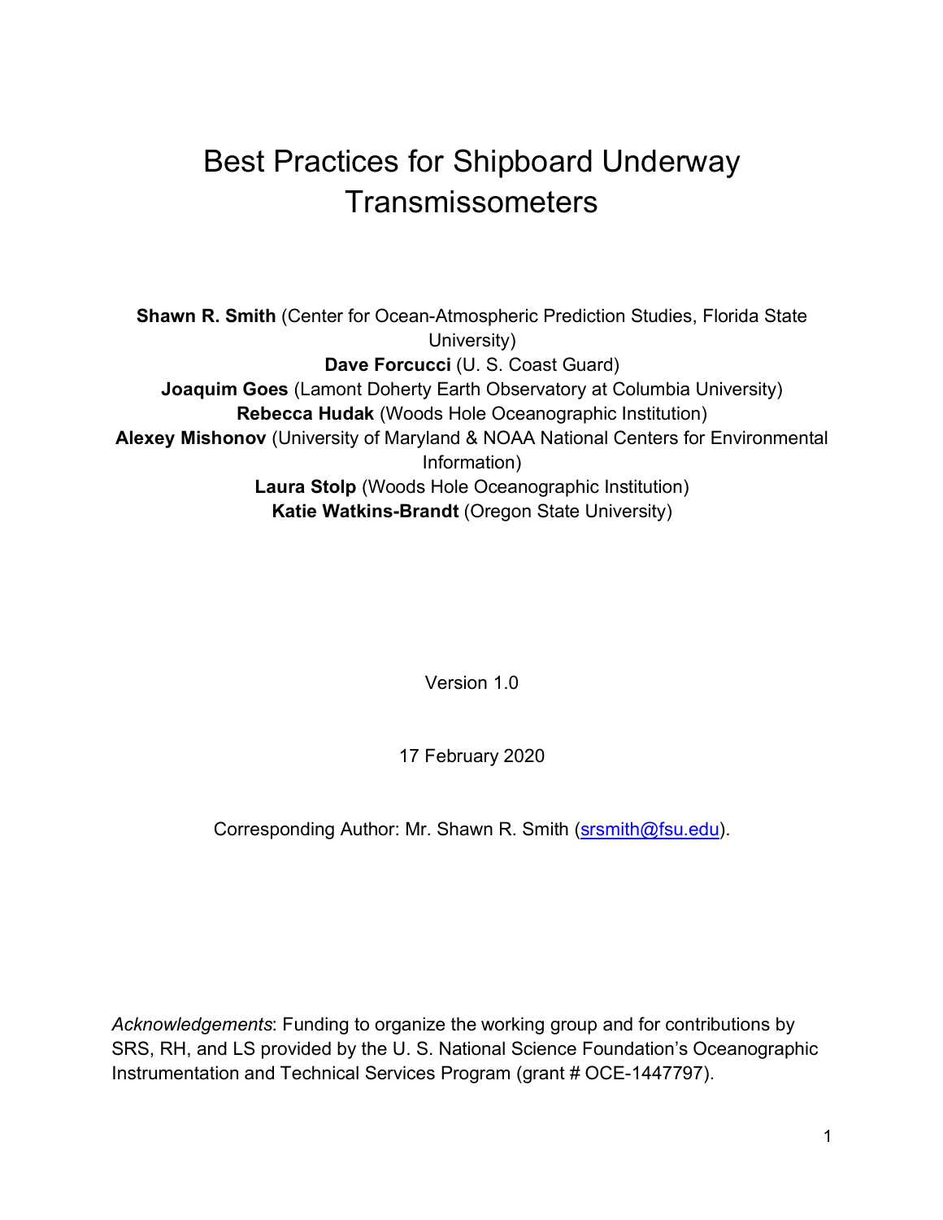# Best Practices for Shipboard Underway Transmissometers

**Shawn R. Smith** (Center for Ocean-Atmospheric Prediction Studies, Florida State University)
**Dave Forcucci** (U. S. Coast Guard)
**Joaquim Goes** (Lamont Doherty Earth Observatory at Columbia University)
**Rebecca Hudak** (Woods Hole Oceanographic Institution)
**Alexey Mishonov** (University of Maryland & NOAA National Centers for Environmental Information)
**Laura Stolp** (Woods Hole Oceanographic Institution)
**Katie Watkins-Brandt** (Oregon State University)

Version 1.0

17 February 2020

Corresponding Author: Mr. Shawn R. Smith (srsmith@fsu.edu).

*Acknowledgements*: Funding to organize the working group and for contributions by SRS, RH, and LS provided by the U. S. National Science Foundation's Oceanographic Instrumentation and Technical Services Program (grant # OCE-1447797).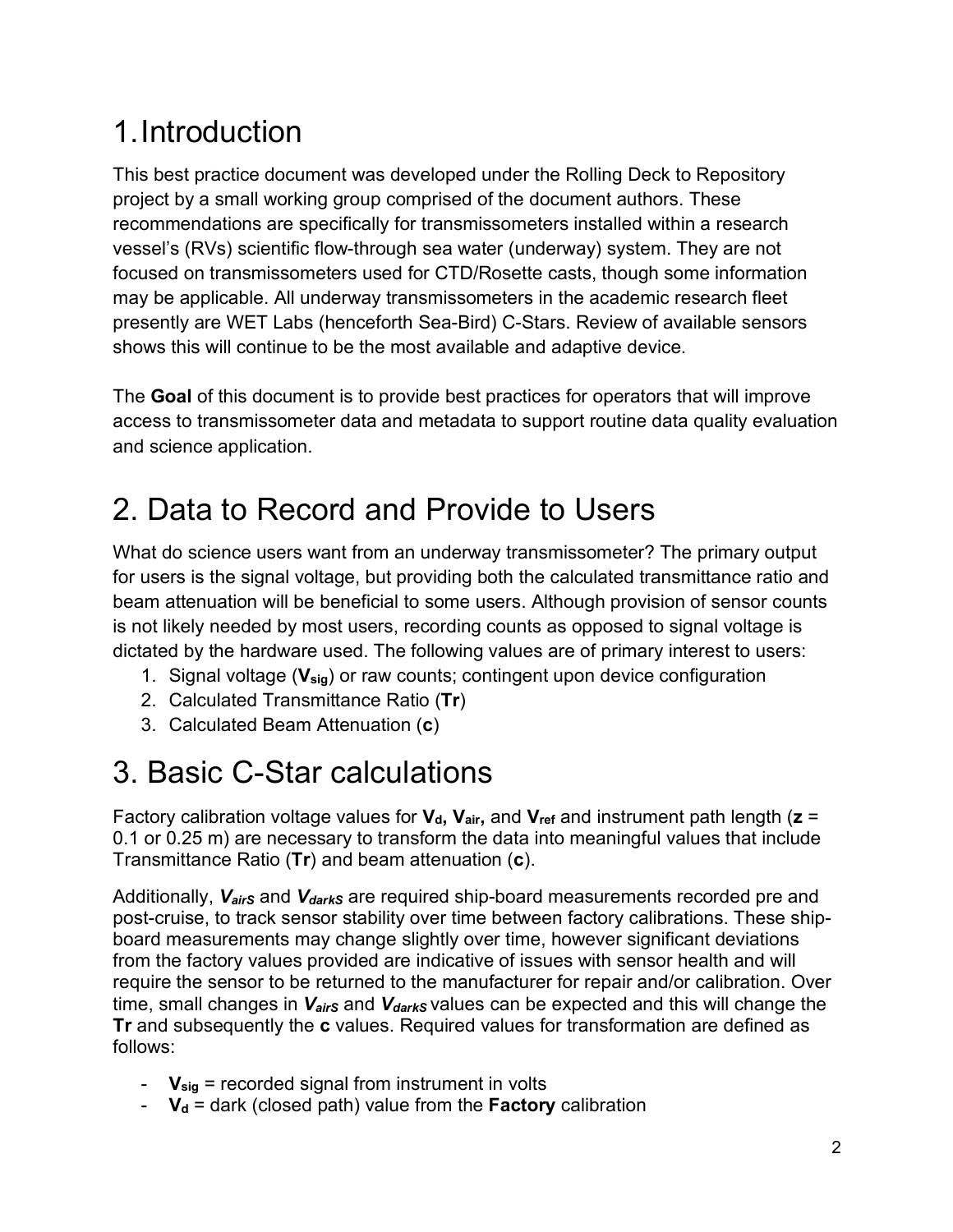# 1. Introduction

This best practice document was developed under the Rolling Deck to Repository project by a small working group comprised of the document authors. These recommendations are specifically for transmissometers installed within a research vessel's (RVs) scientific flow-through sea water (underway) system. They are not focused on transmissometers used for CTD/Rosette casts, though some information may be applicable. All underway transmissometers in the academic research fleet presently are WET Labs (henceforth Sea-Bird) C-Stars. Review of available sensors shows this will continue to be the most available and adaptive device.

The **Goal** of this document is to provide best practices for operators that will improve access to transmissometer data and metadata to support routine data quality evaluation and science application.

# 2. Data to Record and Provide to Users

What do science users want from an underway transmissometer? The primary output for users is the signal voltage, but providing both the calculated transmittance ratio and beam attenuation will be beneficial to some users. Although provision of sensor counts is not likely needed by most users, recording counts as opposed to signal voltage is dictated by the hardware used. The following values are of primary interest to users:

1. Signal voltage ($\mathbf{V_{sig}}$) or raw counts; contingent upon device configuration
2. Calculated Transmittance Ratio (**Tr**)
3. Calculated Beam Attenuation (**c**)

# 3. Basic C-Star calculations

Factory calibration voltage values for $\mathbf{V_d}$, $\mathbf{V_{air}}$, and $\mathbf{V_{ref}}$ and instrument path length (**z** = 0.1 or 0.25 m) are necessary to transform the data into meaningful values that include Transmittance Ratio (**Tr**) and beam attenuation (**c**).

Additionally, $\boldsymbol{V_{airS}}$ and $\boldsymbol{V_{darkS}}$ are required ship-board measurements recorded pre and post-cruise, to track sensor stability over time between factory calibrations. These ship-board measurements may change slightly over time, however significant deviations from the factory values provided are indicative of issues with sensor health and will require the sensor to be returned to the manufacturer for repair and/or calibration. Over time, small changes in $\boldsymbol{V_{airS}}$ and $\boldsymbol{V_{darkS}}$ values can be expected and this will change the **Tr** and subsequently the **c** values. Required values for transformation are defined as follows:

- $\mathbf{V_{sig}}$ = recorded signal from instrument in volts
- $\mathbf{V_d}$ = dark (closed path) value from the **Factory** calibration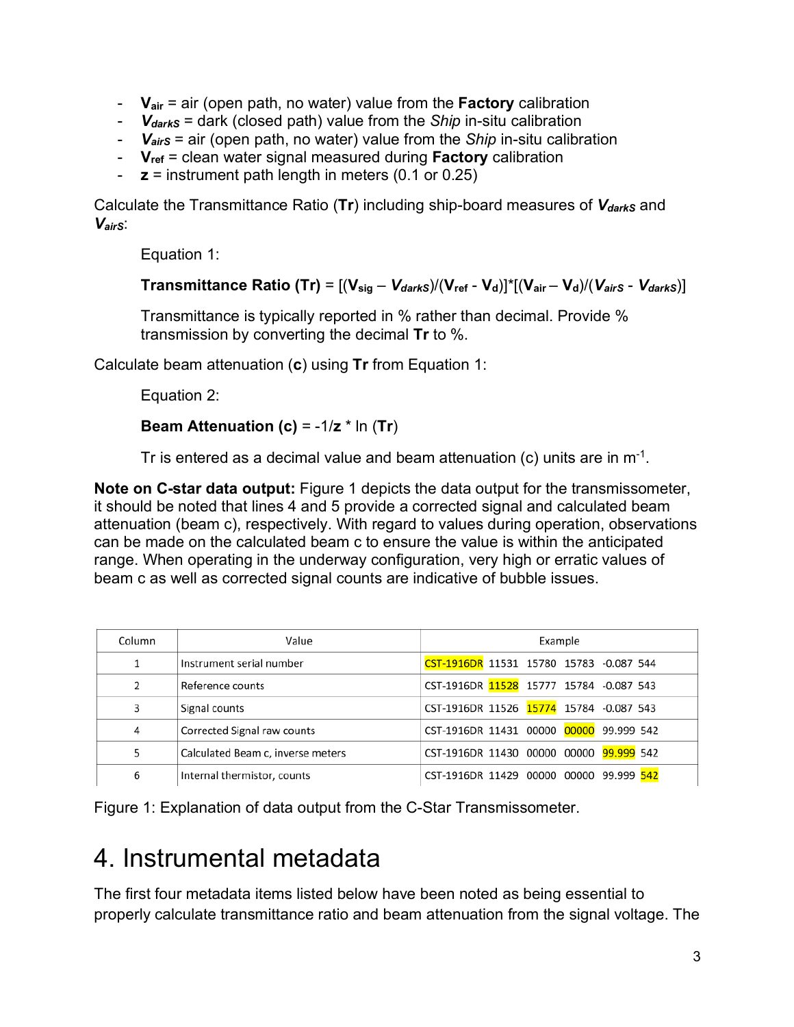- $\mathbf{V_{air}}$ = air (open path, no water) value from the **Factory** calibration
- $\boldsymbol{V_{darkS}}$ = dark (closed path) value from the *Ship* in-situ calibration
- $\boldsymbol{V_{airS}}$ = air (open path, no water) value from the *Ship* in-situ calibration
- $\mathbf{V_{ref}}$ = clean water signal measured during **Factory** calibration
- **z** = instrument path length in meters (0.1 or 0.25)

Calculate the Transmittance Ratio (**Tr**) including ship-board measures of $\boldsymbol{V_{darkS}}$ and $\boldsymbol{V_{airS}}$:

Equation 1:

$$\textbf{Transmittance Ratio (Tr)} = [(V_{sig} - V_{darkS})/(V_{ref} - V_d)]*[(V_{air} - V_d)/(V_{airS} - V_{darkS})]$$

Transmittance is typically reported in % rather than decimal. Provide % transmission by converting the decimal **Tr** to %.

Calculate beam attenuation (**c**) using **Tr** from Equation 1:

Equation 2:

$$\textbf{Beam Attenuation (c)} = -1/\mathbf{z} * \ln(\mathbf{Tr})$$

Tr is entered as a decimal value and beam attenuation (c) units are in $m^{-1}$.

**Note on C-star data output:** Figure 1 depicts the data output for the transmissometer, it should be noted that lines 4 and 5 provide a corrected signal and calculated beam attenuation (beam c), respectively. With regard to values during operation, observations can be made on the calculated beam c to ensure the value is within the anticipated range. When operating in the underway configuration, very high or erratic values of beam c as well as corrected signal counts are indicative of bubble issues.

| Column | Value | Example |
|---|---|---|
| 1 | Instrument serial number | **CST-1916DR** 11531 15780 15783 -0.087 544 |
| 2 | Reference counts | CST-1916DR **11528** 15777 15784 -0.087 543 |
| 3 | Signal counts | CST-1916DR 11526 **15774** 15784 -0.087 543 |
| 4 | Corrected Signal raw counts | CST-1916DR 11431 00000 **00000** 99.999 542 |
| 5 | Calculated Beam c, inverse meters | CST-1916DR 11430 00000 00000 **99.999** 542 |
| 6 | Internal thermistor, counts | CST-1916DR 11429 00000 00000 99.999 **542** |

Figure 1: Explanation of data output from the C-Star Transmissometer.

# 4. Instrumental metadata

The first four metadata items listed below have been noted as being essential to properly calculate transmittance ratio and beam attenuation from the signal voltage. The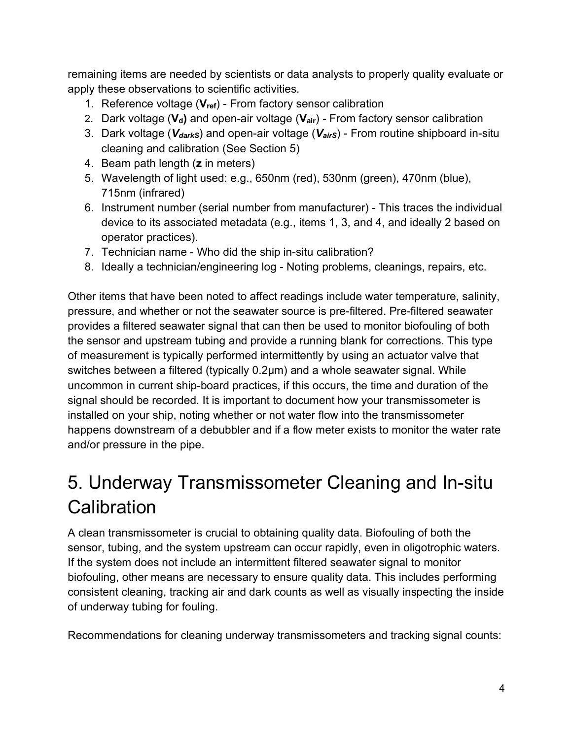remaining items are needed by scientists or data analysts to properly quality evaluate or apply these observations to scientific activities.

1. Reference voltage (**$V_{ref}$**) - From factory sensor calibration
2. Dark voltage (**$V_d$**) and open-air voltage (**$V_{air}$**) - From factory sensor calibration
3. Dark voltage (***$V_{darkS}$***) and open-air voltage (***$V_{airS}$***) - From routine shipboard in-situ cleaning and calibration (See Section 5)
4. Beam path length (**z** in meters)
5. Wavelength of light used: e.g., 650nm (red), 530nm (green), 470nm (blue), 715nm (infrared)
6. Instrument number (serial number from manufacturer) - This traces the individual device to its associated metadata (e.g., items 1, 3, and 4, and ideally 2 based on operator practices).
7. Technician name - Who did the ship in-situ calibration?
8. Ideally a technician/engineering log - Noting problems, cleanings, repairs, etc.

Other items that have been noted to affect readings include water temperature, salinity, pressure, and whether or not the seawater source is pre-filtered. Pre-filtered seawater provides a filtered seawater signal that can then be used to monitor biofouling of both the sensor and upstream tubing and provide a running blank for corrections. This type of measurement is typically performed intermittently by using an actuator valve that switches between a filtered (typically 0.2µm) and a whole seawater signal. While uncommon in current ship-board practices, if this occurs, the time and duration of the signal should be recorded. It is important to document how your transmissometer is installed on your ship, noting whether or not water flow into the transmissometer happens downstream of a debubbler and if a flow meter exists to monitor the water rate and/or pressure in the pipe.

# 5. Underway Transmissometer Cleaning and In-situ Calibration

A clean transmissometer is crucial to obtaining quality data. Biofouling of both the sensor, tubing, and the system upstream can occur rapidly, even in oligotrophic waters. If the system does not include an intermittent filtered seawater signal to monitor biofouling, other means are necessary to ensure quality data. This includes performing consistent cleaning, tracking air and dark counts as well as visually inspecting the inside of underway tubing for fouling.

Recommendations for cleaning underway transmissometers and tracking signal counts: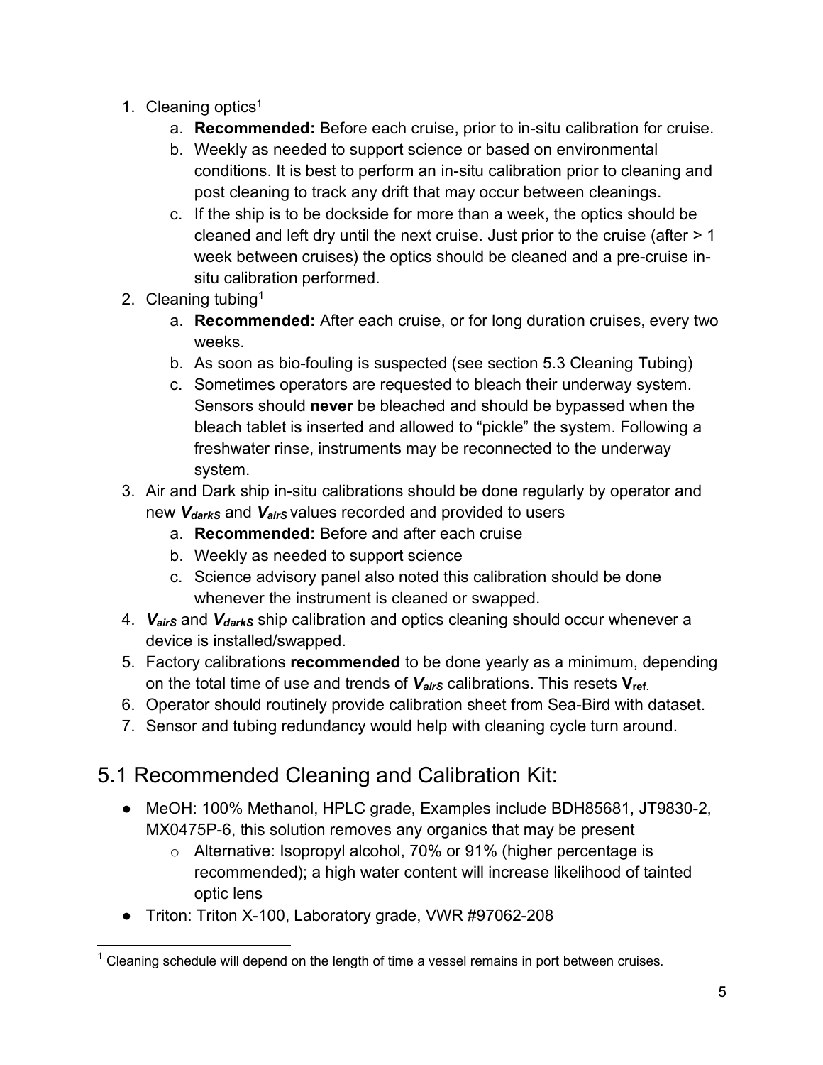1. Cleaning optics[1]
    a. **Recommended:** Before each cruise, prior to in-situ calibration for cruise.
    b. Weekly as needed to support science or based on environmental conditions. It is best to perform an in-situ calibration prior to cleaning and post cleaning to track any drift that may occur between cleanings.
    c. If the ship is to be dockside for more than a week, the optics should be cleaned and left dry until the next cruise. Just prior to the cruise (after > 1 week between cruises) the optics should be cleaned and a pre-cruise in-situ calibration performed.
2. Cleaning tubing[1]
    a. **Recommended:** After each cruise, or for long duration cruises, every two weeks.
    b. As soon as bio-fouling is suspected (see section 5.3 Cleaning Tubing)
    c. Sometimes operators are requested to bleach their underway system. Sensors should **never** be bleached and should be bypassed when the bleach tablet is inserted and allowed to "pickle" the system. Following a freshwater rinse, instruments may be reconnected to the underway system.
3. Air and Dark ship in-situ calibrations should be done regularly by operator and new $\boldsymbol{V_{darkS}}$ and $\boldsymbol{V_{airS}}$ values recorded and provided to users
    a. **Recommended:** Before and after each cruise
    b. Weekly as needed to support science
    c. Science advisory panel also noted this calibration should be done whenever the instrument is cleaned or swapped.
4. $\boldsymbol{V_{airS}}$ and $\boldsymbol{V_{darkS}}$ ship calibration and optics cleaning should occur whenever a device is installed/swapped.
5. Factory calibrations **recommended** to be done yearly as a minimum, depending on the total time of use and trends of $\boldsymbol{V_{airS}}$ calibrations. This resets $\mathbf{V_{ref}}$.
6. Operator should routinely provide calibration sheet from Sea-Bird with dataset.
7. Sensor and tubing redundancy would help with cleaning cycle turn around.

## 5.1 Recommended Cleaning and Calibration Kit:

- MeOH: 100% Methanol, HPLC grade, Examples include BDH85681, JT9830-2, MX0475P-6, this solution removes any organics that may be present
    - Alternative: Isopropyl alcohol, 70% or 91% (higher percentage is recommended); a high water content will increase likelihood of tainted optic lens
- Triton: Triton X-100, Laboratory grade, VWR #97062-208

[1] Cleaning schedule will depend on the length of time a vessel remains in port between cruises.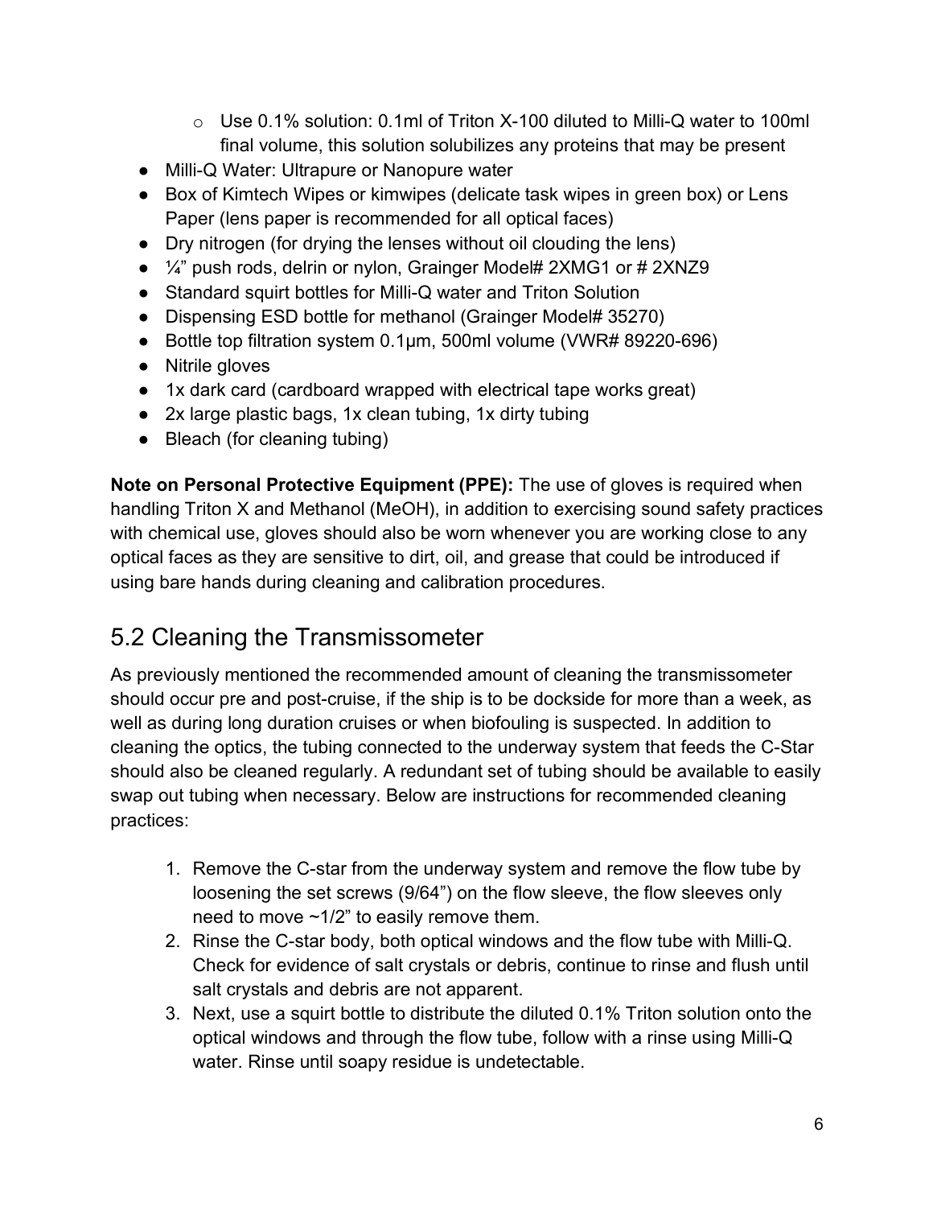- Use 0.1% solution: 0.1ml of Triton X-100 diluted to Milli-Q water to 100ml final volume, this solution solubilizes any proteins that may be present
- Milli-Q Water: Ultrapure or Nanopure water
- Box of Kimtech Wipes or kimwipes (delicate task wipes in green box) or Lens Paper (lens paper is recommended for all optical faces)
- Dry nitrogen (for drying the lenses without oil clouding the lens)
- ¼" push rods, delrin or nylon, Grainger Model# 2XMG1 or # 2XNZ9
- Standard squirt bottles for Milli-Q water and Triton Solution
- Dispensing ESD bottle for methanol (Grainger Model# 35270)
- Bottle top filtration system 0.1µm, 500ml volume (VWR# 89220-696)
- Nitrile gloves
- 1x dark card (cardboard wrapped with electrical tape works great)
- 2x large plastic bags, 1x clean tubing, 1x dirty tubing
- Bleach (for cleaning tubing)

**Note on Personal Protective Equipment (PPE):** The use of gloves is required when handling Triton X and Methanol (MeOH), in addition to exercising sound safety practices with chemical use, gloves should also be worn whenever you are working close to any optical faces as they are sensitive to dirt, oil, and grease that could be introduced if using bare hands during cleaning and calibration procedures.

## 5.2 Cleaning the Transmissometer

As previously mentioned the recommended amount of cleaning the transmissometer should occur pre and post-cruise, if the ship is to be dockside for more than a week, as well as during long duration cruises or when biofouling is suspected. In addition to cleaning the optics, the tubing connected to the underway system that feeds the C-Star should also be cleaned regularly. A redundant set of tubing should be available to easily swap out tubing when necessary. Below are instructions for recommended cleaning practices:

1. Remove the C-star from the underway system and remove the flow tube by loosening the set screws (9/64") on the flow sleeve, the flow sleeves only need to move ~1/2" to easily remove them.
2. Rinse the C-star body, both optical windows and the flow tube with Milli-Q. Check for evidence of salt crystals or debris, continue to rinse and flush until salt crystals and debris are not apparent.
3. Next, use a squirt bottle to distribute the diluted 0.1% Triton solution onto the optical windows and through the flow tube, follow with a rinse using Milli-Q water. Rinse until soapy residue is undetectable.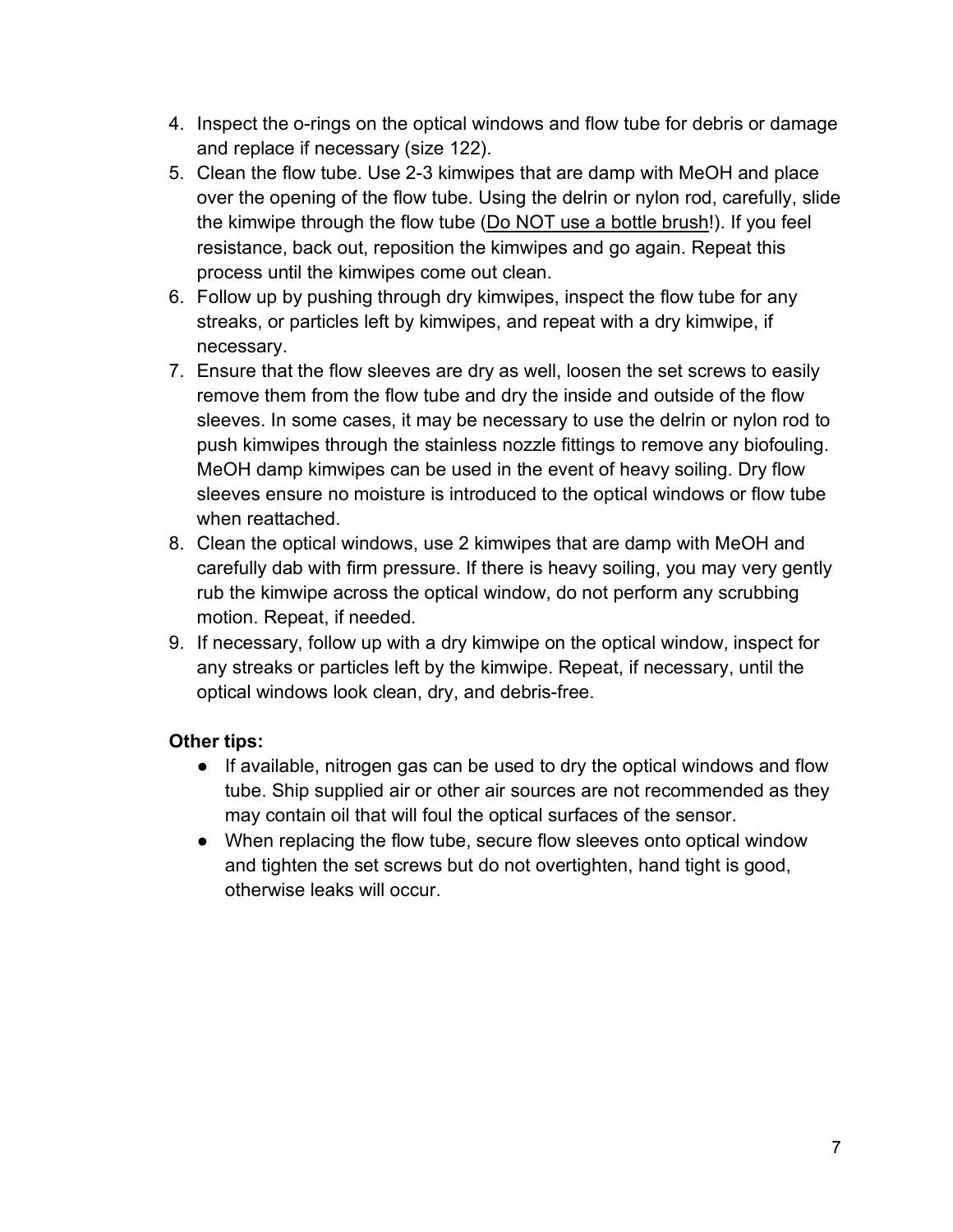4. Inspect the o-rings on the optical windows and flow tube for debris or damage and replace if necessary (size 122).
5. Clean the flow tube. Use 2-3 kimwipes that are damp with MeOH and place over the opening of the flow tube. Using the delrin or nylon rod, carefully, slide the kimwipe through the flow tube (<u>Do NOT use a bottle brush</u>!). If you feel resistance, back out, reposition the kimwipes and go again. Repeat this process until the kimwipes come out clean.
6. Follow up by pushing through dry kimwipes, inspect the flow tube for any streaks, or particles left by kimwipes, and repeat with a dry kimwipe, if necessary.
7. Ensure that the flow sleeves are dry as well, loosen the set screws to easily remove them from the flow tube and dry the inside and outside of the flow sleeves. In some cases, it may be necessary to use the delrin or nylon rod to push kimwipes through the stainless nozzle fittings to remove any biofouling. MeOH damp kimwipes can be used in the event of heavy soiling. Dry flow sleeves ensure no moisture is introduced to the optical windows or flow tube when reattached.
8. Clean the optical windows, use 2 kimwipes that are damp with MeOH and carefully dab with firm pressure. If there is heavy soiling, you may very gently rub the kimwipe across the optical window, do not perform any scrubbing motion. Repeat, if needed.
9. If necessary, follow up with a dry kimwipe on the optical window, inspect for any streaks or particles left by the kimwipe. Repeat, if necessary, until the optical windows look clean, dry, and debris-free.

**Other tips:**

- If available, nitrogen gas can be used to dry the optical windows and flow tube. Ship supplied air or other air sources are not recommended as they may contain oil that will foul the optical surfaces of the sensor.
- When replacing the flow tube, secure flow sleeves onto optical window and tighten the set screws but do not overtighten, hand tight is good, otherwise leaks will occur.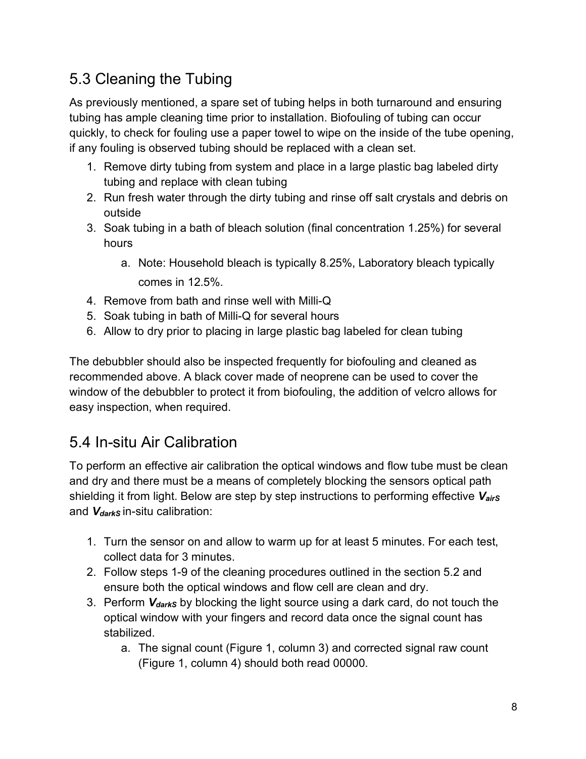## 5.3 Cleaning the Tubing

As previously mentioned, a spare set of tubing helps in both turnaround and ensuring tubing has ample cleaning time prior to installation. Biofouling of tubing can occur quickly, to check for fouling use a paper towel to wipe on the inside of the tube opening, if any fouling is observed tubing should be replaced with a clean set.

1. Remove dirty tubing from system and place in a large plastic bag labeled dirty tubing and replace with clean tubing
2. Run fresh water through the dirty tubing and rinse off salt crystals and debris on outside
3. Soak tubing in a bath of bleach solution (final concentration 1.25%) for several hours
   a. Note: Household bleach is typically 8.25%, Laboratory bleach typically comes in 12.5%.
4. Remove from bath and rinse well with Milli-Q
5. Soak tubing in bath of Milli-Q for several hours
6. Allow to dry prior to placing in large plastic bag labeled for clean tubing

The debubbler should also be inspected frequently for biofouling and cleaned as recommended above. A black cover made of neoprene can be used to cover the window of the debubbler to protect it from biofouling, the addition of velcro allows for easy inspection, when required.

## 5.4 In-situ Air Calibration

To perform an effective air calibration the optical windows and flow tube must be clean and dry and there must be a means of completely blocking the sensors optical path shielding it from light. Below are step by step instructions to performing effective $V_{airS}$ and $V_{darkS}$ in-situ calibration:

1. Turn the sensor on and allow to warm up for at least 5 minutes. For each test, collect data for 3 minutes.
2. Follow steps 1-9 of the cleaning procedures outlined in the section 5.2 and ensure both the optical windows and flow cell are clean and dry.
3. Perform $V_{darkS}$ by blocking the light source using a dark card, do not touch the optical window with your fingers and record data once the signal count has stabilized.
   a. The signal count (Figure 1, column 3) and corrected signal raw count (Figure 1, column 4) should both read 00000.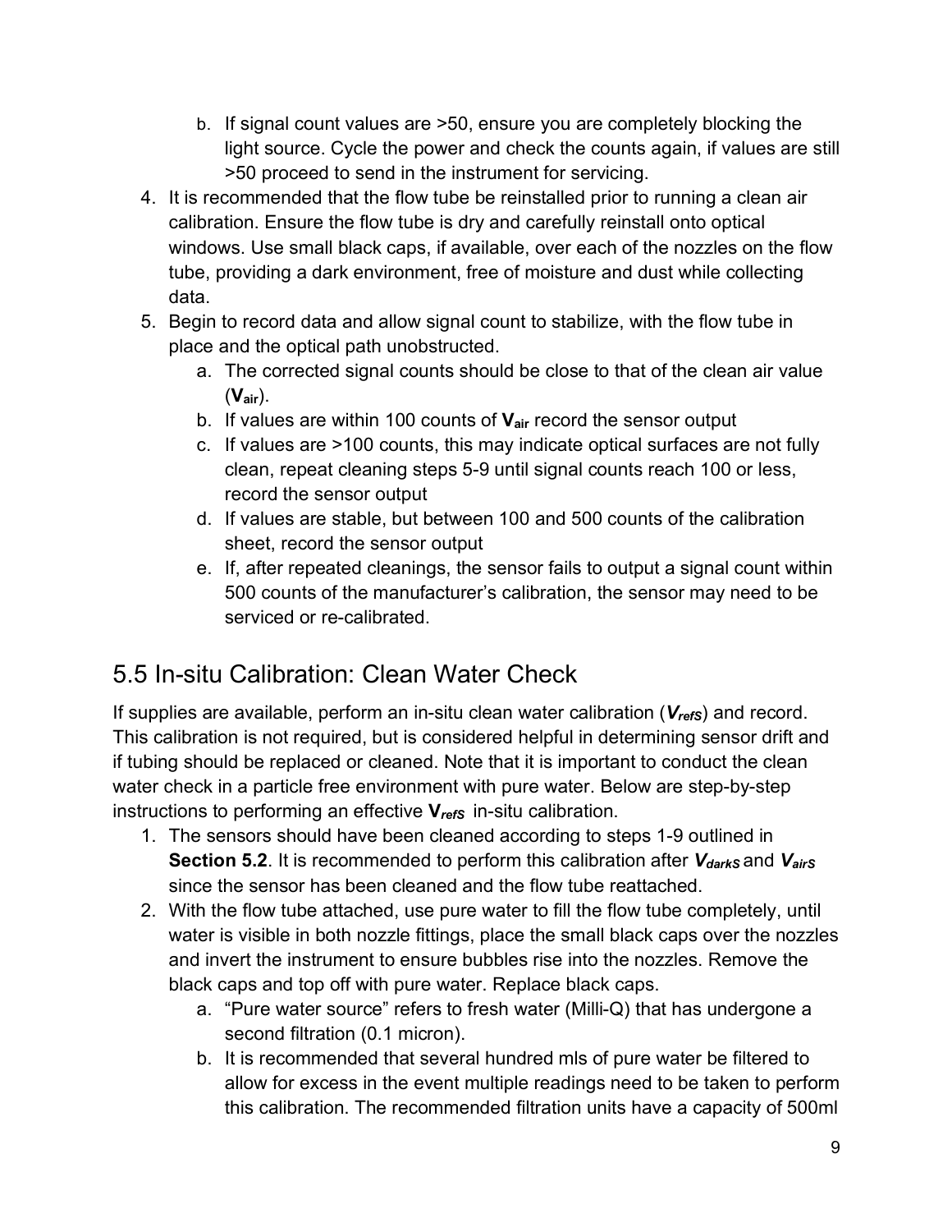b. If signal count values are >50, ensure you are completely blocking the light source. Cycle the power and check the counts again, if values are still >50 proceed to send in the instrument for servicing.

4. It is recommended that the flow tube be reinstalled prior to running a clean air calibration. Ensure the flow tube is dry and carefully reinstall onto optical windows. Use small black caps, if available, over each of the nozzles on the flow tube, providing a dark environment, free of moisture and dust while collecting data.
5. Begin to record data and allow signal count to stabilize, with the flow tube in place and the optical path unobstructed.
   a. The corrected signal counts should be close to that of the clean air value ($\mathbf{V_{air}}$).
   b. If values are within 100 counts of $\mathbf{V_{air}}$ record the sensor output
   c. If values are >100 counts, this may indicate optical surfaces are not fully clean, repeat cleaning steps 5-9 until signal counts reach 100 or less, record the sensor output
   d. If values are stable, but between 100 and 500 counts of the calibration sheet, record the sensor output
   e. If, after repeated cleanings, the sensor fails to output a signal count within 500 counts of the manufacturer's calibration, the sensor may need to be serviced or re-calibrated.

## 5.5 In-situ Calibration: Clean Water Check

If supplies are available, perform an in-situ clean water calibration ($V_{refS}$) and record. This calibration is not required, but is considered helpful in determining sensor drift and if tubing should be replaced or cleaned. Note that it is important to conduct the clean water check in a particle free environment with pure water. Below are step-by-step instructions to performing an effective $V_{refS}$ in-situ calibration.

1. The sensors should have been cleaned according to steps 1-9 outlined in **Section 5.2**. It is recommended to perform this calibration after $V_{darkS}$ and $V_{airS}$ since the sensor has been cleaned and the flow tube reattached.
2. With the flow tube attached, use pure water to fill the flow tube completely, until water is visible in both nozzle fittings, place the small black caps over the nozzles and invert the instrument to ensure bubbles rise into the nozzles. Remove the black caps and top off with pure water. Replace black caps.
   a. "Pure water source" refers to fresh water (Milli-Q) that has undergone a second filtration (0.1 micron).
   b. It is recommended that several hundred mls of pure water be filtered to allow for excess in the event multiple readings need to be taken to perform this calibration. The recommended filtration units have a capacity of 500ml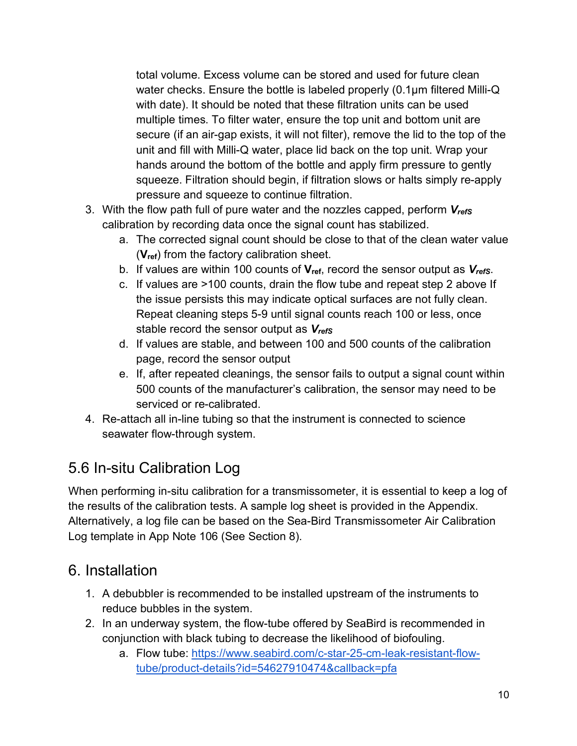total volume. Excess volume can be stored and used for future clean water checks. Ensure the bottle is labeled properly (0.1μm filtered Milli-Q with date). It should be noted that these filtration units can be used multiple times. To filter water, ensure the top unit and bottom unit are secure (if an air-gap exists, it will not filter), remove the lid to the top of the unit and fill with Milli-Q water, place lid back on the top unit. Wrap your hands around the bottom of the bottle and apply firm pressure to gently squeeze. Filtration should begin, if filtration slows or halts simply re-apply pressure and squeeze to continue filtration.

3. With the flow path full of pure water and the nozzles capped, perform $V_{refS}$ calibration by recording data once the signal count has stabilized.
    a. The corrected signal count should be close to that of the clean water value ($V_{ref}$) from the factory calibration sheet.
    b. If values are within 100 counts of $V_{ref}$, record the sensor output as $V_{refS}$.
    c. If values are >100 counts, drain the flow tube and repeat step 2 above If the issue persists this may indicate optical surfaces are not fully clean. Repeat cleaning steps 5-9 until signal counts reach 100 or less, once stable record the sensor output as $V_{refS}$
    d. If values are stable, and between 100 and 500 counts of the calibration page, record the sensor output
    e. If, after repeated cleanings, the sensor fails to output a signal count within 500 counts of the manufacturer's calibration, the sensor may need to be serviced or re-calibrated.
4. Re-attach all in-line tubing so that the instrument is connected to science seawater flow-through system.

## 5.6 In-situ Calibration Log

When performing in-situ calibration for a transmissometer, it is essential to keep a log of the results of the calibration tests. A sample log sheet is provided in the Appendix. Alternatively, a log file can be based on the Sea-Bird Transmissometer Air Calibration Log template in App Note 106 (See Section 8).

# 6. Installation

1. A debubbler is recommended to be installed upstream of the instruments to reduce bubbles in the system.
2. In an underway system, the flow-tube offered by SeaBird is recommended in conjunction with black tubing to decrease the likelihood of biofouling.
    a. Flow tube: [https://www.seabird.com/c-star-25-cm-leak-resistant-flow-tube/product-details?id=54627910474&callback=pfa](https://www.seabird.com/c-star-25-cm-leak-resistant-flow-tube/product-details?id=54627910474&callback=pfa)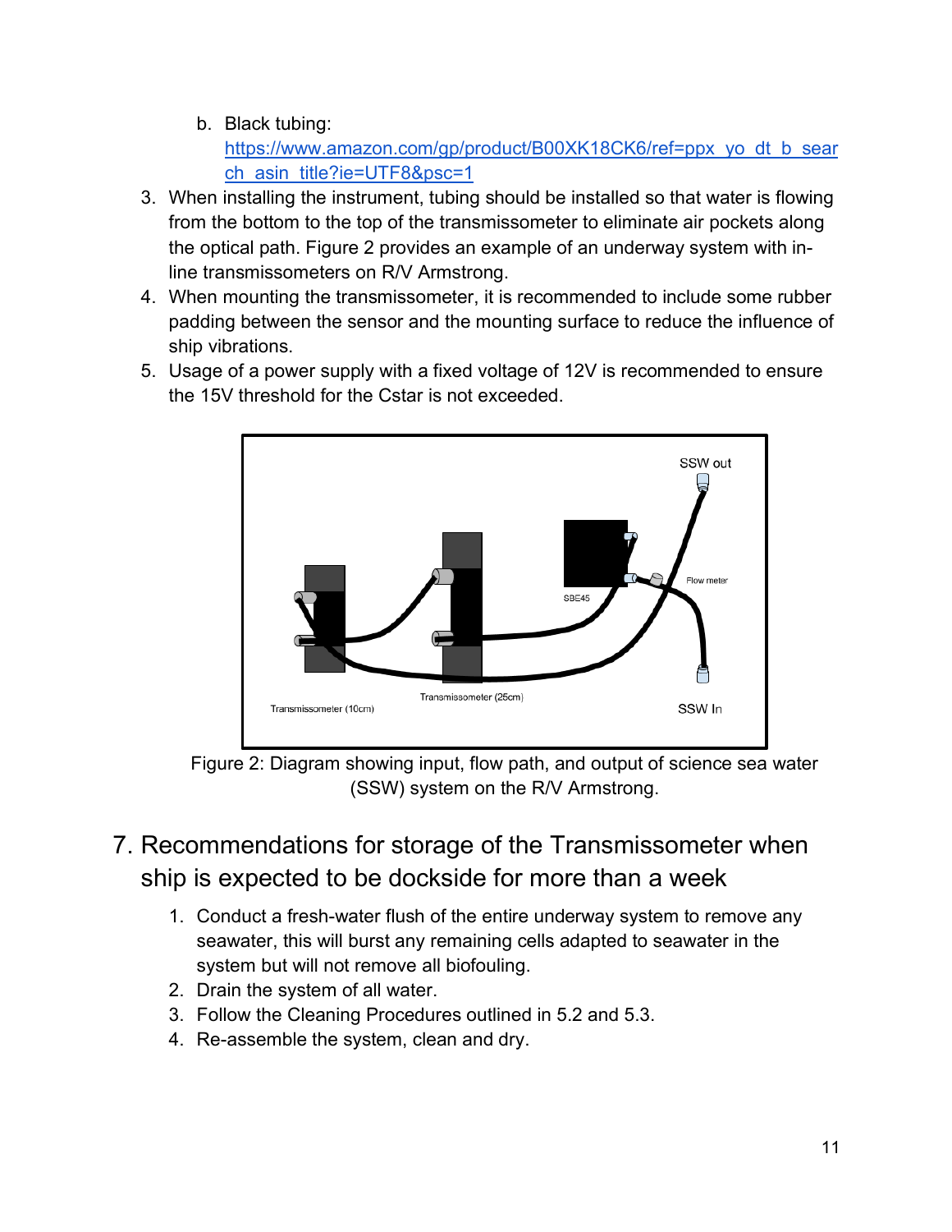b. Black tubing: https://www.amazon.com/gp/product/B00XK18CK6/ref=ppx_yo_dt_b_search_asin_title?ie=UTF8&psc=1

3. When installing the instrument, tubing should be installed so that water is flowing from the bottom to the top of the transmissometer to eliminate air pockets along the optical path. Figure 2 provides an example of an underway system with in-line transmissometers on R/V Armstrong.
4. When mounting the transmissometer, it is recommended to include some rubber padding between the sensor and the mounting surface to reduce the influence of ship vibrations.
5. Usage of a power supply with a fixed voltage of 12V is recommended to ensure the 15V threshold for the Cstar is not exceeded.

Figure 2: Diagram showing input, flow path, and output of science sea water (SSW) system on the R/V Armstrong.

# 7. Recommendations for storage of the Transmissometer when ship is expected to be dockside for more than a week

1. Conduct a fresh-water flush of the entire underway system to remove any seawater, this will burst any remaining cells adapted to seawater in the system but will not remove all biofouling.
2. Drain the system of all water.
3. Follow the Cleaning Procedures outlined in 5.2 and 5.3.
4. Re-assemble the system, clean and dry.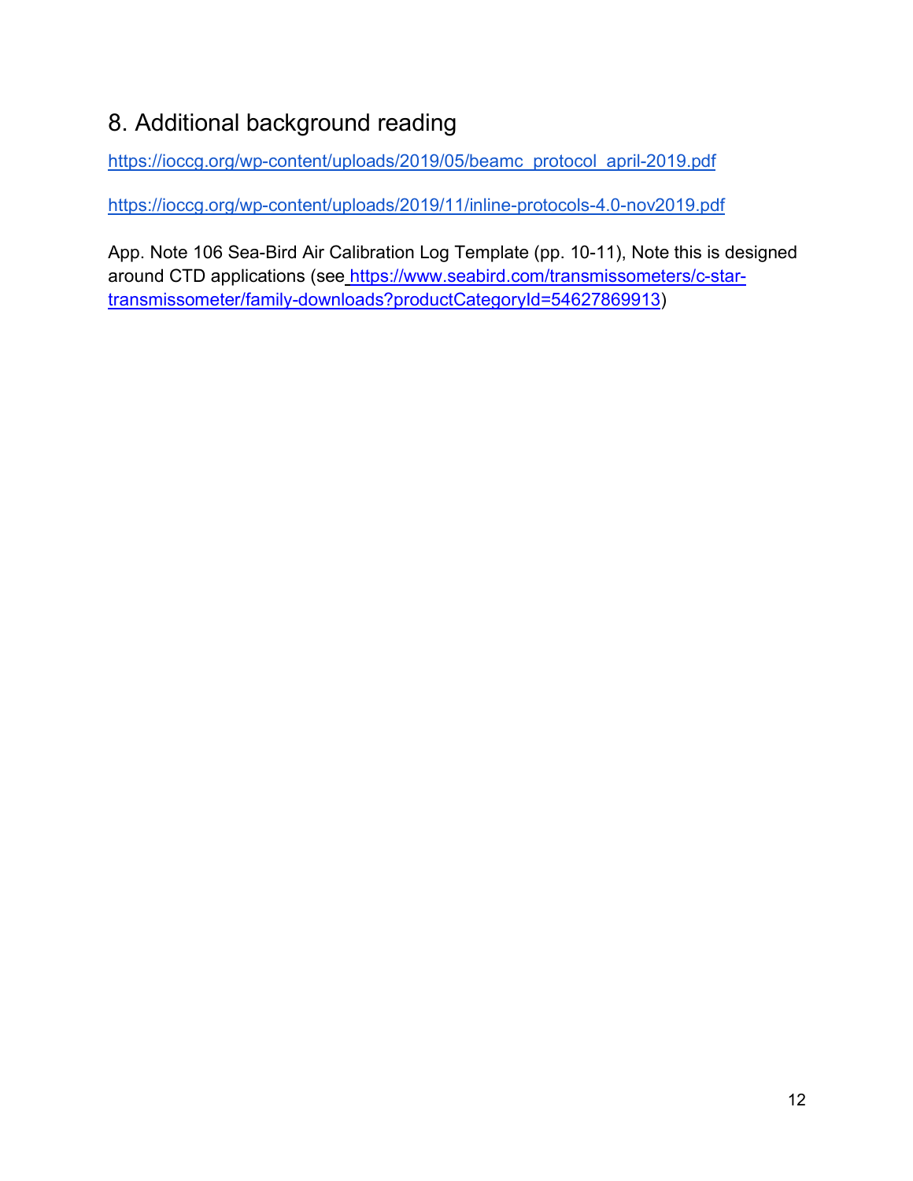# 8. Additional background reading

https://ioccg.org/wp-content/uploads/2019/05/beamc_protocol_april-2019.pdf

https://ioccg.org/wp-content/uploads/2019/11/inline-protocols-4.0-nov2019.pdf

App. Note 106 Sea-Bird Air Calibration Log Template (pp. 10-11), Note this is designed around CTD applications (see https://www.seabird.com/transmissometers/c-star-transmissometer/family-downloads?productCategoryId=54627869913)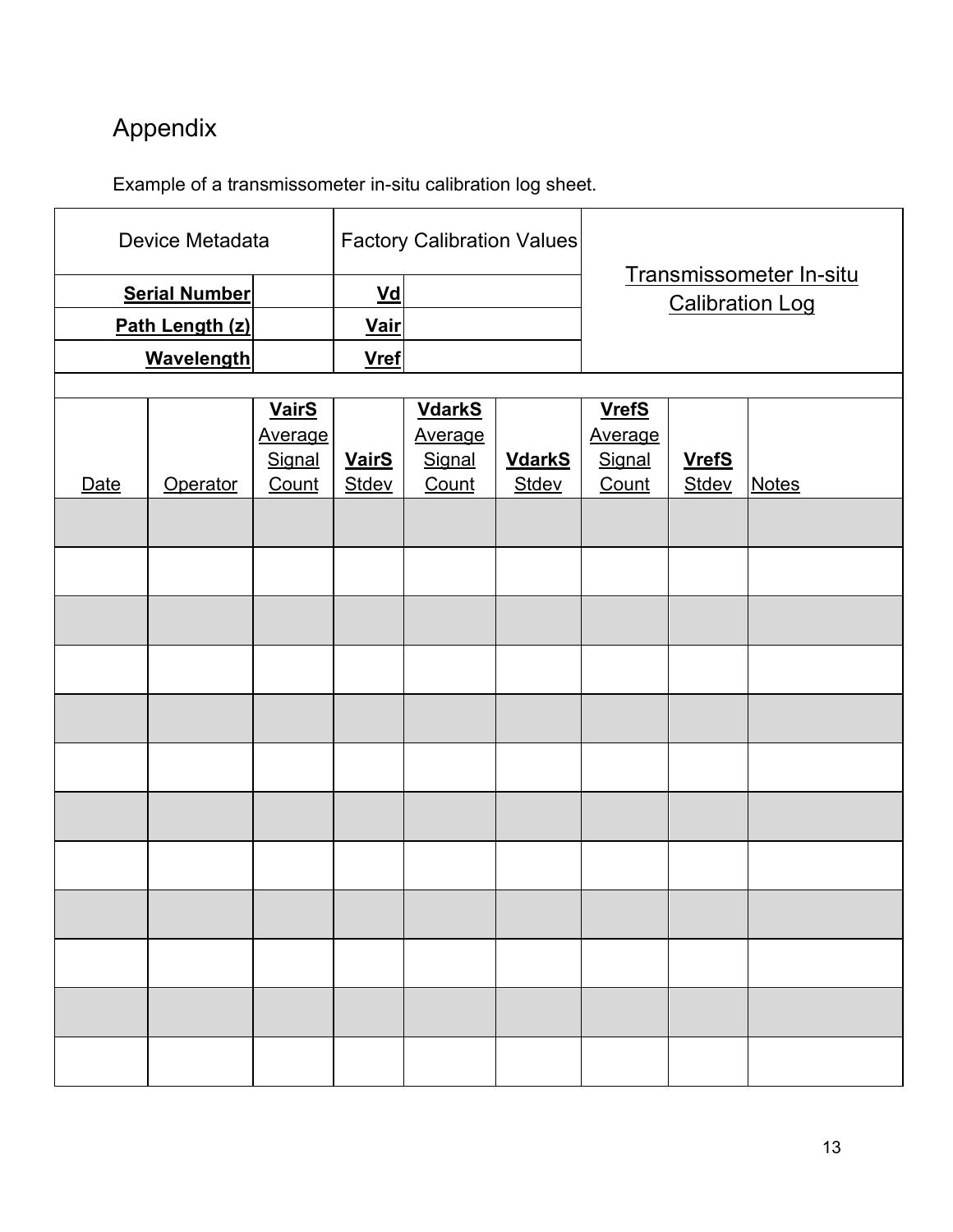# Appendix

Example of a transmissometer in-situ calibration log sheet.

| Device Metadata | | Factory Calibration Values | | Transmissometer In-situ Calibration Log |
|---|---|---|---|---|
| **Serial Number** | | **Vd** | | |
| **Path Length (z)** | | **Vair** | | |
| **Wavelength** | | **Vref** | | |

| Date | Operator | **VairS** Average Signal Count | **VairS** Stdev | **VdarkS** Average Signal Count | **VdarkS** Stdev | **VrefS** Average Signal Count | **VrefS** Stdev | Notes |
|---|---|---|---|---|---|---|---|---|
| | | | | | | | | |
| | | | | | | | | |
| | | | | | | | | |
| | | | | | | | | |
| | | | | | | | | |
| | | | | | | | | |
| | | | | | | | | |
| | | | | | | | | |
| | | | | | | | | |
| | | | | | | | | |
| | | | | | | | | |
| | | | | | | | | |